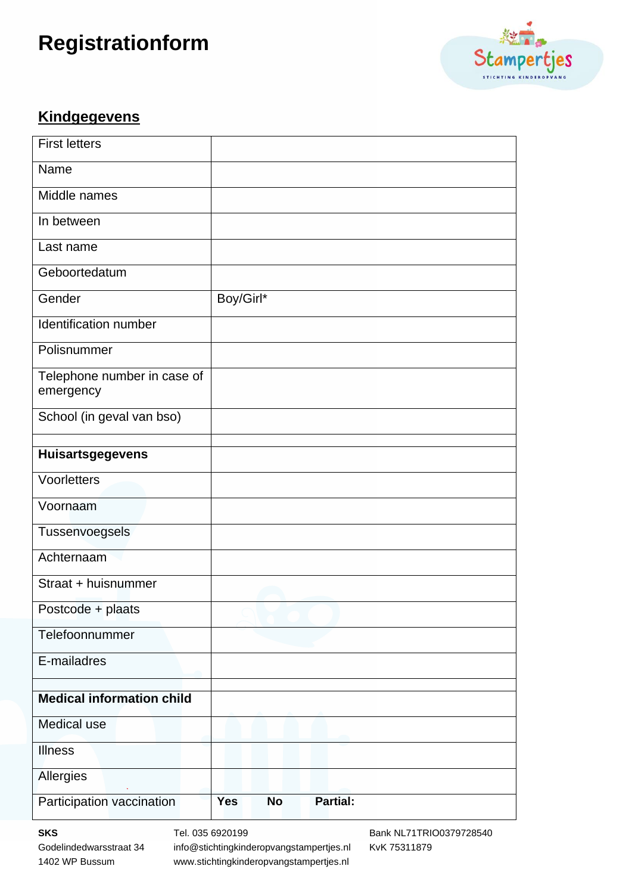# Registrationform

## Kindgegevens

| | |
|---|---|
| First letters | |
| Name | |
| Middle names | |
| In between | |
| Last name | |
| Geboortedatum | |
| Gender | Boy/Girl* |
| Identification number | |
| Polisnummer | |
| Telephone number in case of emergency | |
| School (in geval van bso) | |
| | |
| **Huisartsgegevens** | |
| Voorletters | |
| Voornaam | |
| Tussenvoegsels | |
| Achternaam | |
| Straat + huisnummer | |
| Postcode + plaats | |
| Telefoonnummer | |
| E-mailadres | |
| | |
| **Medical information child** | |
| Medical use | |
| Illness | |
| Allergies | |
| Participation vaccination | **Yes** **No** **Partial:** |

**SKS**
Godelindedwarsstraat 34
1402 WP Bussum

Tel. 035 6920199
info@stichtingkinderopvangstampertjes.nl
www.stichtingkinderopvangstampertjes.nl

Bank NL71TRIO0379728540
KvK 75311879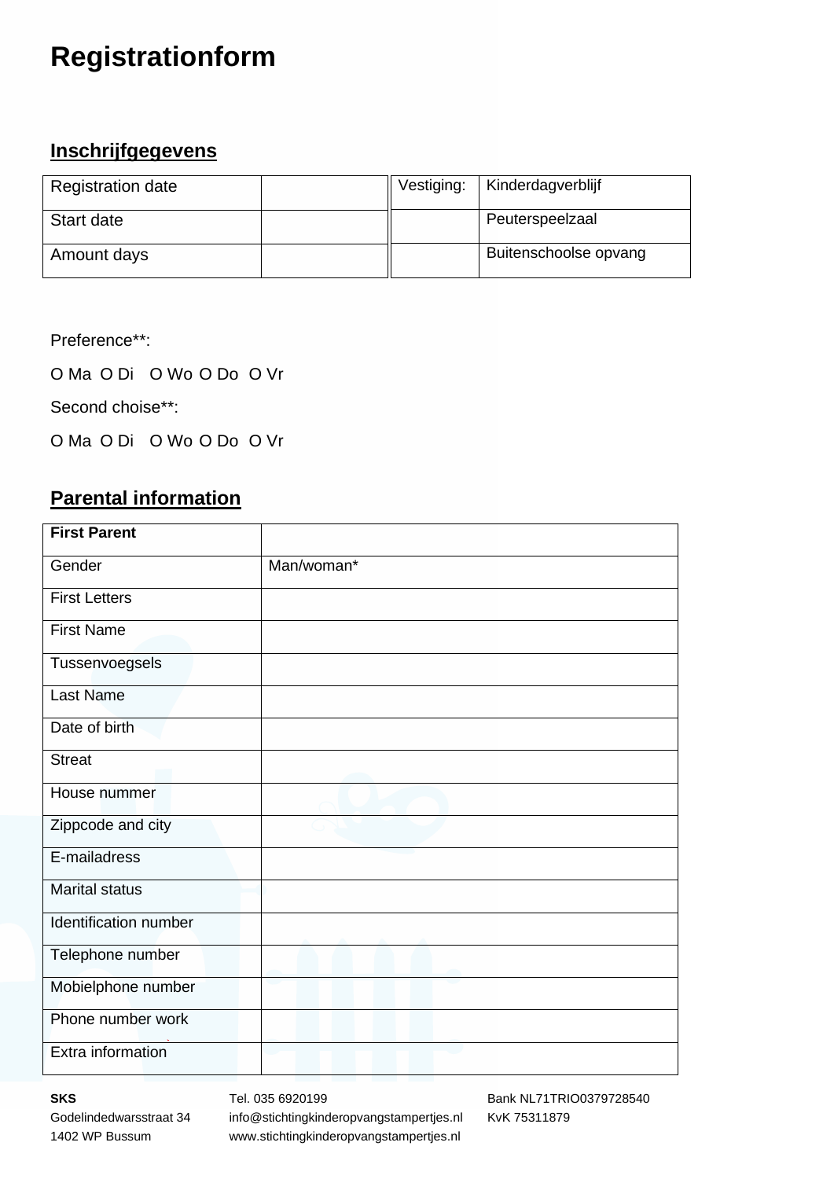# Registrationform

## Inschrijfgegevens

| Registration date | |
|---|---|
| Start date | |
| Amount days | |

| Vestiging: | Kinderdagverblijf |
|---|---|
| | Peuterspeelzaal |
| | Buitenschoolse opvang |

Preference**:

O Ma O Di O Wo O Do O Vr

Second choise**:

O Ma O Di O Wo O Do O Vr

## Parental information

| **First Parent** | |
|---|---|
| Gender | Man/woman* |
| First Letters | |
| First Name | |
| Tussenvoegsels | |
| Last Name | |
| Date of birth | |
| Streat | |
| House nummer | |
| Zippcode and city | |
| E-mailadress | |
| Marital status | |
| Identification number | |
| Telephone number | |
| Mobielphone number | |
| Phone number work | |
| Extra information | |

**SKS**
Godelindedwarsstraat 34
1402 WP Bussum

Tel. 035 6920199
info@stichtingkinderopvangstampertjes.nl
www.stichtingkinderopvangstampertjes.nl

Bank NL71TRIO0379728540
KvK 75311879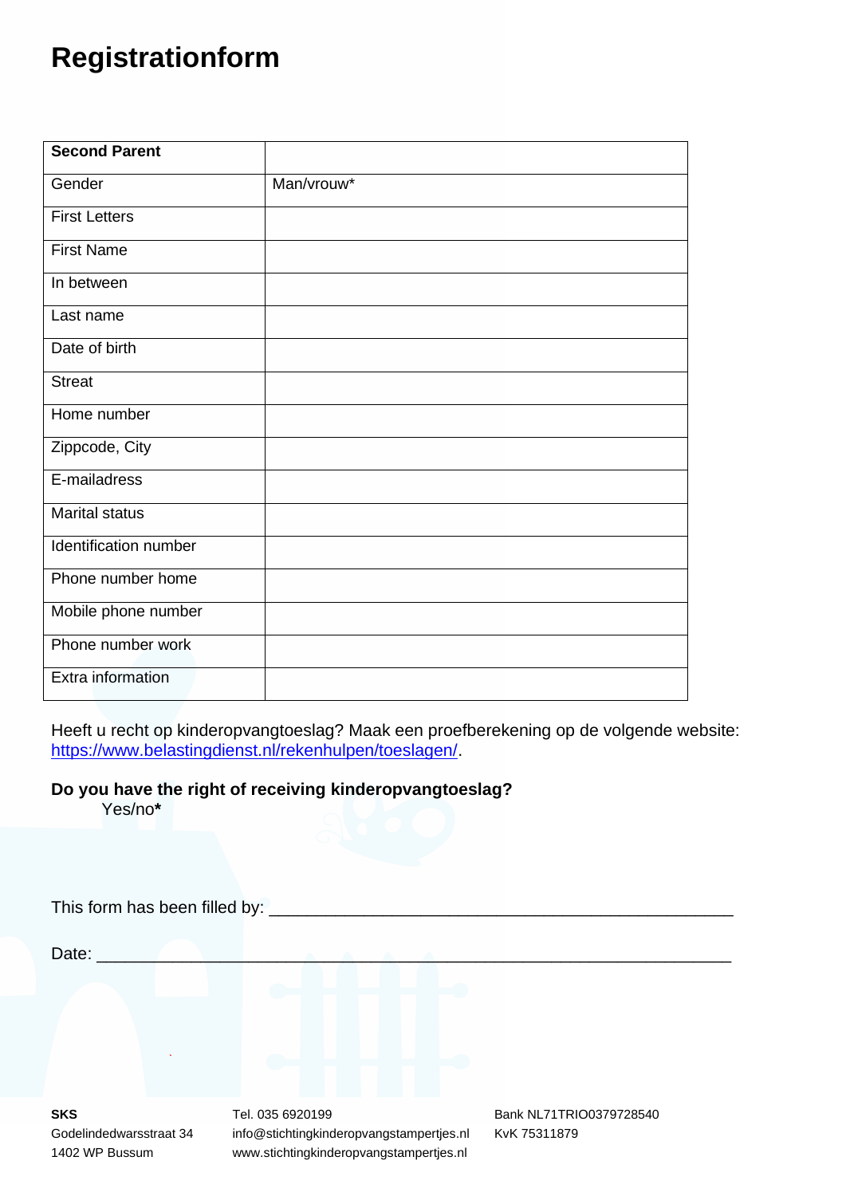# Registrationform

| | |
|---|---|
| **Second Parent** | |
| Gender | Man/vrouw* |
| First Letters | |
| First Name | |
| In between | |
| Last name | |
| Date of birth | |
| Streat | |
| Home number | |
| Zippcode, City | |
| E-mailadress | |
| Marital status | |
| Identification number | |
| Phone number home | |
| Mobile phone number | |
| Phone number work | |
| Extra information | |

Heeft u recht op kinderopvangtoeslag? Maak een proefberekening op de volgende website: [https://www.belastingdienst.nl/rekenhulpen/toeslagen/](https://www.belastingdienst.nl/rekenhulpen/toeslagen/).

**Do you have the right of receiving kinderopvangtoeslag?**

Yes/no**\***

This form has been filled by: ______________________________________________

Date: ______________________________________________________________

**SKS**
Godelindedwarsstraat 34
1402 WP Bussum

Tel. 035 6920199
info@stichtingkinderopvangstampertjes.nl
www.stichtingkinderopvangstampertjes.nl

Bank NL71TRIO0379728540
KvK 75311879